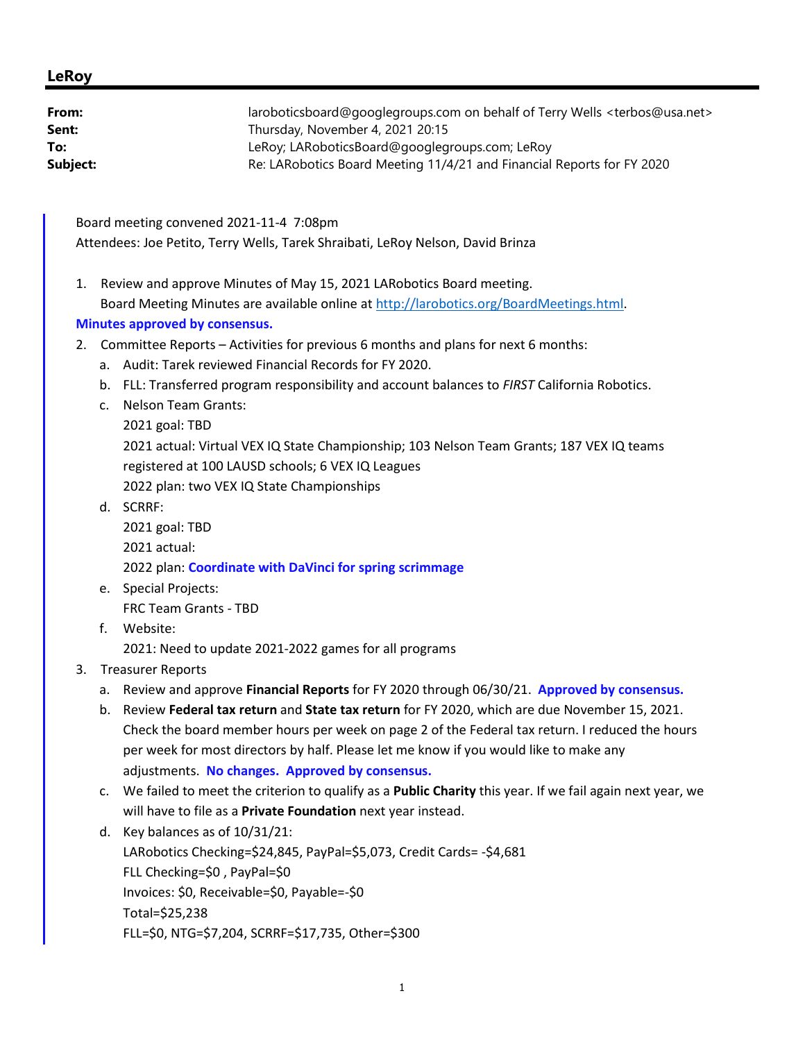## LeRoy

**From:** laroboticsboard@googlegroups.com on behalf of Terry Wells <terbos@usa.net>
**Sent:** Thursday, November 4, 2021 20:15
**To:** LeRoy; LARoboticsBoard@googlegroups.com; LeRoy
**Subject:** Re: LARobotics Board Meeting 11/4/21 and Financial Reports for FY 2020

Board meeting convened 2021-11-4 7:08pm
Attendees: Joe Petito, Terry Wells, Tarek Shraibati, LeRoy Nelson, David Brinza

1. Review and approve Minutes of May 15, 2021 LARobotics Board meeting.
   Board Meeting Minutes are available online at [http://larobotics.org/BoardMeetings.html](http://larobotics.org/BoardMeetings.html).

**Minutes approved by consensus.**

2. Committee Reports – Activities for previous 6 months and plans for next 6 months:
   a. Audit: Tarek reviewed Financial Records for FY 2020.
   b. FLL: Transferred program responsibility and account balances to *FIRST* California Robotics.
   c. Nelson Team Grants:
      2021 goal: TBD
      2021 actual: Virtual VEX IQ State Championship; 103 Nelson Team Grants; 187 VEX IQ teams registered at 100 LAUSD schools; 6 VEX IQ Leagues
      2022 plan: two VEX IQ State Championships
   d. SCRRF:
      2021 goal: TBD
      2021 actual:
      2022 plan: **Coordinate with DaVinci for spring scrimmage**
   e. Special Projects:
      FRC Team Grants - TBD
   f. Website:
      2021: Need to update 2021-2022 games for all programs
3. Treasurer Reports
   a. Review and approve **Financial Reports** for FY 2020 through 06/30/21. **Approved by consensus.**
   b. Review **Federal tax return** and **State tax return** for FY 2020, which are due November 15, 2021. Check the board member hours per week on page 2 of the Federal tax return. I reduced the hours per week for most directors by half. Please let me know if you would like to make any adjustments. **No changes. Approved by consensus.**
   c. We failed to meet the criterion to qualify as a **Public Charity** this year. If we fail again next year, we will have to file as a **Private Foundation** next year instead.
   d. Key balances as of 10/31/21:
      LARobotics Checking=$24,845, PayPal=$5,073, Credit Cards= -$4,681
      FLL Checking=$0 , PayPal=$0
      Invoices: $0, Receivable=$0, Payable=-$0
      Total=$25,238
      FLL=$0, NTG=$7,204, SCRRF=$17,735, Other=$300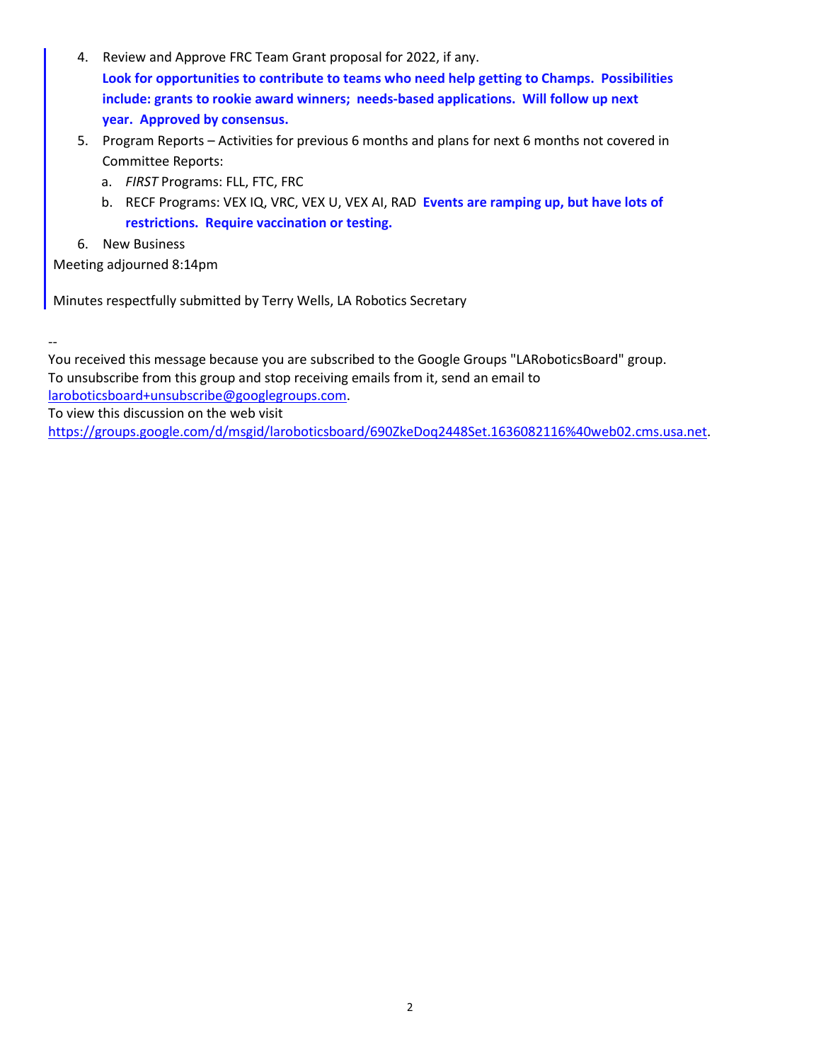4. Review and Approve FRC Team Grant proposal for 2022, if any.
   **Look for opportunities to contribute to teams who need help getting to Champs. Possibilities include: grants to rookie award winners; needs-based applications. Will follow up next year. Approved by consensus.**
5. Program Reports – Activities for previous 6 months and plans for next 6 months not covered in Committee Reports:
   a. *FIRST* Programs: FLL, FTC, FRC
   b. RECF Programs: VEX IQ, VRC, VEX U, VEX AI, RAD **Events are ramping up, but have lots of restrictions. Require vaccination or testing.**
6. New Business

Meeting adjourned 8:14pm

Minutes respectfully submitted by Terry Wells, LA Robotics Secretary

--

You received this message because you are subscribed to the Google Groups "LARoboticsBoard" group.
To unsubscribe from this group and stop receiving emails from it, send an email to laroboticsboard+unsubscribe@googlegroups.com.
To view this discussion on the web visit https://groups.google.com/d/msgid/laroboticsboard/690ZkeDoq2448Set.1636082116%40web02.cms.usa.net.